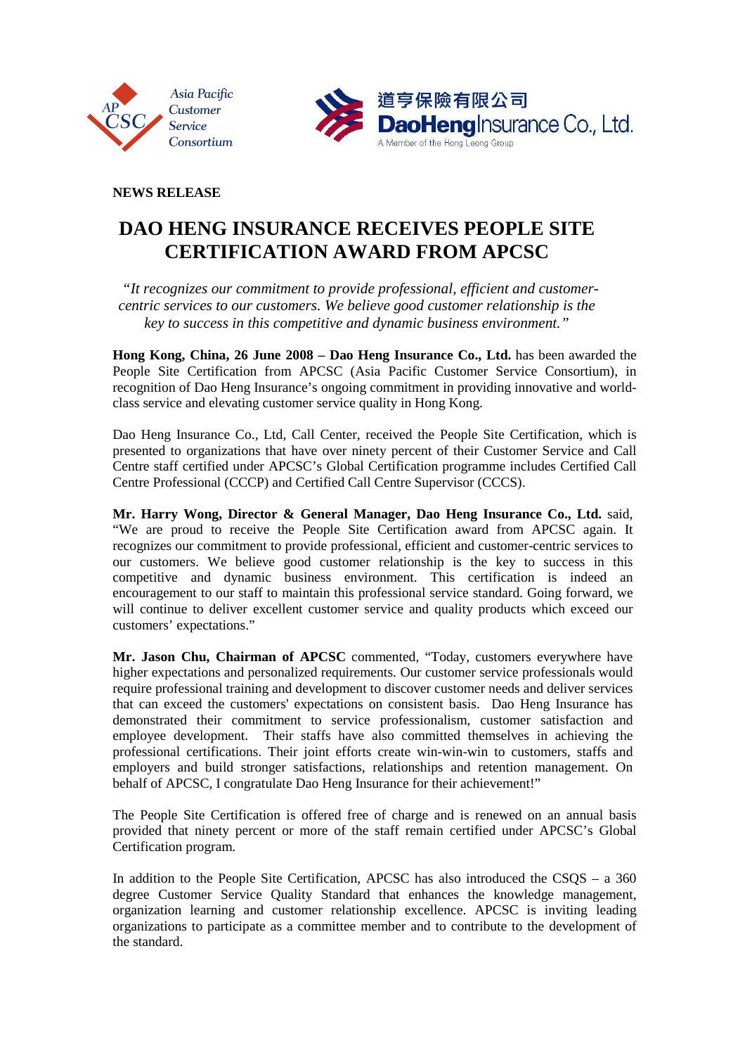Asia Pacific Customer Service Consortium

道亨保險有限公司
DaoHeng Insurance Co., Ltd.
A Member of the Hong Leong Group

**NEWS RELEASE**

# DAO HENG INSURANCE RECEIVES PEOPLE SITE CERTIFICATION AWARD FROM APCSC

*"It recognizes our commitment to provide professional, efficient and customer-centric services to our customers. We believe good customer relationship is the key to success in this competitive and dynamic business environment."*

**Hong Kong, China, 26 June 2008 – Dao Heng Insurance Co., Ltd.** has been awarded the People Site Certification from APCSC (Asia Pacific Customer Service Consortium), in recognition of Dao Heng Insurance's ongoing commitment in providing innovative and world-class service and elevating customer service quality in Hong Kong.

Dao Heng Insurance Co., Ltd, Call Center, received the People Site Certification, which is presented to organizations that have over ninety percent of their Customer Service and Call Centre staff certified under APCSC's Global Certification programme includes Certified Call Centre Professional (CCCP) and Certified Call Centre Supervisor (CCCS).

**Mr. Harry Wong, Director & General Manager, Dao Heng Insurance Co., Ltd.** said, "We are proud to receive the People Site Certification award from APCSC again. It recognizes our commitment to provide professional, efficient and customer-centric services to our customers. We believe good customer relationship is the key to success in this competitive and dynamic business environment. This certification is indeed an encouragement to our staff to maintain this professional service standard. Going forward, we will continue to deliver excellent customer service and quality products which exceed our customers' expectations."

**Mr. Jason Chu, Chairman of APCSC** commented, "Today, customers everywhere have higher expectations and personalized requirements. Our customer service professionals would require professional training and development to discover customer needs and deliver services that can exceed the customers' expectations on consistent basis. Dao Heng Insurance has demonstrated their commitment to service professionalism, customer satisfaction and employee development. Their staffs have also committed themselves in achieving the professional certifications. Their joint efforts create win-win-win to customers, staffs and employers and build stronger satisfactions, relationships and retention management. On behalf of APCSC, I congratulate Dao Heng Insurance for their achievement!"

The People Site Certification is offered free of charge and is renewed on an annual basis provided that ninety percent or more of the staff remain certified under APCSC's Global Certification program.

In addition to the People Site Certification, APCSC has also introduced the CSQS – a 360 degree Customer Service Quality Standard that enhances the knowledge management, organization learning and customer relationship excellence. APCSC is inviting leading organizations to participate as a committee member and to contribute to the development of the standard.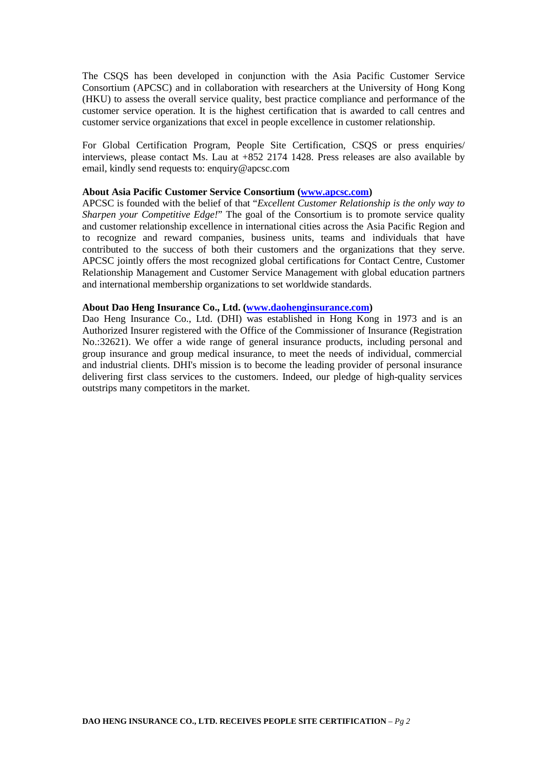The CSQS has been developed in conjunction with the Asia Pacific Customer Service Consortium (APCSC) and in collaboration with researchers at the University of Hong Kong (HKU) to assess the overall service quality, best practice compliance and performance of the customer service operation. It is the highest certification that is awarded to call centres and customer service organizations that excel in people excellence in customer relationship.

For Global Certification Program, People Site Certification, CSQS or press enquiries/ interviews, please contact Ms. Lau at +852 2174 1428. Press releases are also available by email, kindly send requests to: enquiry@apcsc.com

**About Asia Pacific Customer Service Consortium ([www.apcsc.com](www.apcsc.com))**

APCSC is founded with the belief of that "*Excellent Customer Relationship is the only way to Sharpen your Competitive Edge!*" The goal of the Consortium is to promote service quality and customer relationship excellence in international cities across the Asia Pacific Region and to recognize and reward companies, business units, teams and individuals that have contributed to the success of both their customers and the organizations that they serve. APCSC jointly offers the most recognized global certifications for Contact Centre, Customer Relationship Management and Customer Service Management with global education partners and international membership organizations to set worldwide standards.

**About Dao Heng Insurance Co., Ltd. ([www.daohenginsurance.com](www.daohenginsurance.com))**

Dao Heng Insurance Co., Ltd. (DHI) was established in Hong Kong in 1973 and is an Authorized Insurer registered with the Office of the Commissioner of Insurance (Registration No.:32621). We offer a wide range of general insurance products, including personal and group insurance and group medical insurance, to meet the needs of individual, commercial and industrial clients. DHI's mission is to become the leading provider of personal insurance delivering first class services to the customers. Indeed, our pledge of high-quality services outstrips many competitors in the market.